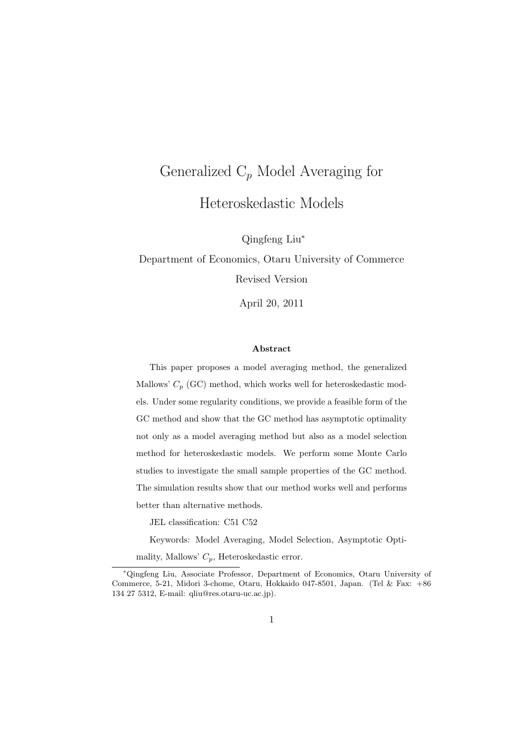# Generalized $C_p$ Model Averaging for Heteroskedastic Models

Qingfeng Liu[*]

Department of Economics, Otaru University of Commerce

Revised Version

April 20, 2011

### Abstract

This paper proposes a model averaging method, the generalized Mallows' $C_p$ (GC) method, which works well for heteroskedastic models. Under some regularity conditions, we provide a feasible form of the GC method and show that the GC method has asymptotic optimality not only as a model averaging method but also as a model selection method for heteroskedastic models. We perform some Monte Carlo studies to investigate the small sample properties of the GC method. The simulation results show that our method works well and performs better than alternative methods.

JEL classification: C51 C52

Keywords: Model Averaging, Model Selection, Asymptotic Optimality, Mallows' $C_p$, Heteroskedastic error.

---

[*] Qingfeng Liu, Associate Professor, Department of Economics, Otaru University of Commerce, 5-21, Midori 3-chome, Otaru, Hokkaido 047-8501, Japan. (Tel & Fax: +86 134 27 5312, E-mail: qliu@res.otaru-uc.ac.jp).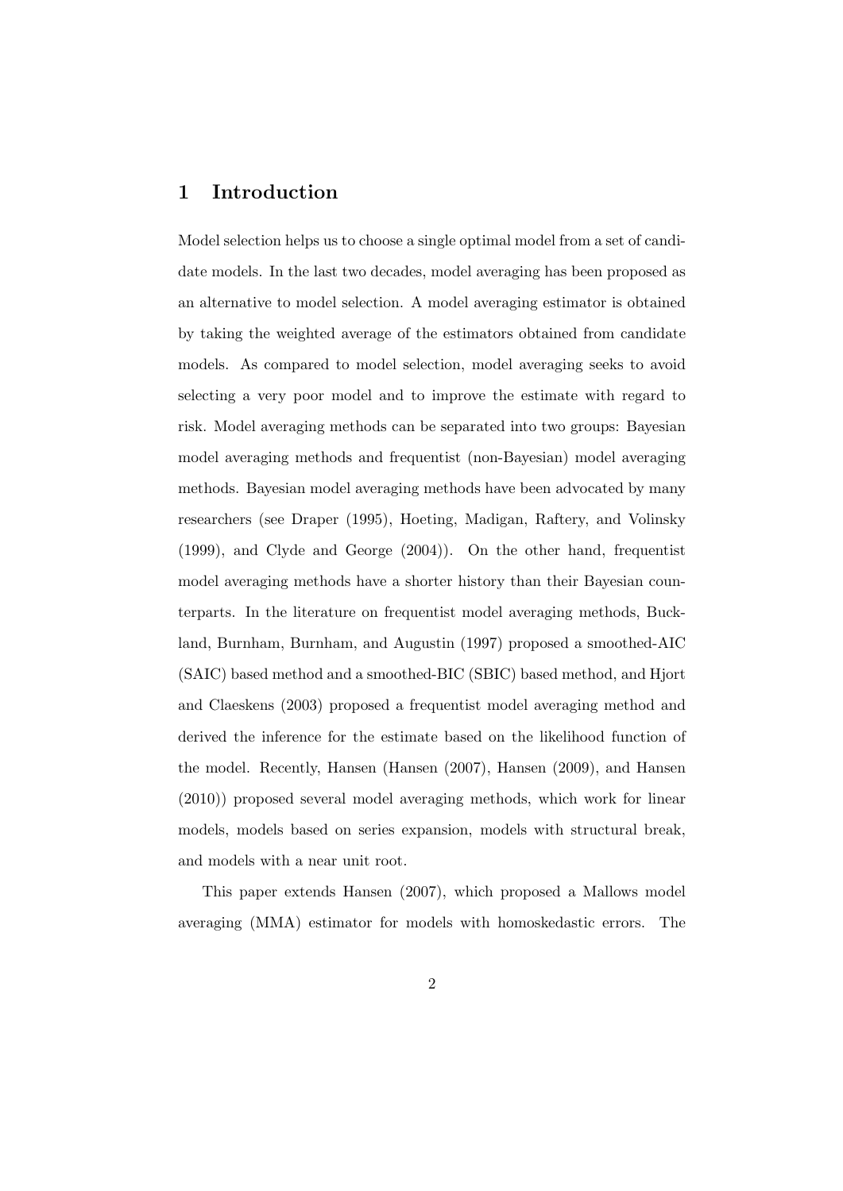## 1 Introduction

Model selection helps us to choose a single optimal model from a set of candidate models. In the last two decades, model averaging has been proposed as an alternative to model selection. A model averaging estimator is obtained by taking the weighted average of the estimators obtained from candidate models. As compared to model selection, model averaging seeks to avoid selecting a very poor model and to improve the estimate with regard to risk. Model averaging methods can be separated into two groups: Bayesian model averaging methods and frequentist (non-Bayesian) model averaging methods. Bayesian model averaging methods have been advocated by many researchers (see Draper (1995), Hoeting, Madigan, Raftery, and Volinsky (1999), and Clyde and George (2004)). On the other hand, frequentist model averaging methods have a shorter history than their Bayesian counterparts. In the literature on frequentist model averaging methods, Buckland, Burnham, Burnham, and Augustin (1997) proposed a smoothed-AIC (SAIC) based method and a smoothed-BIC (SBIC) based method, and Hjort and Claeskens (2003) proposed a frequentist model averaging method and derived the inference for the estimate based on the likelihood function of the model. Recently, Hansen (Hansen (2007), Hansen (2009), and Hansen (2010)) proposed several model averaging methods, which work for linear models, models based on series expansion, models with structural break, and models with a near unit root.

This paper extends Hansen (2007), which proposed a Mallows model averaging (MMA) estimator for models with homoskedastic errors. The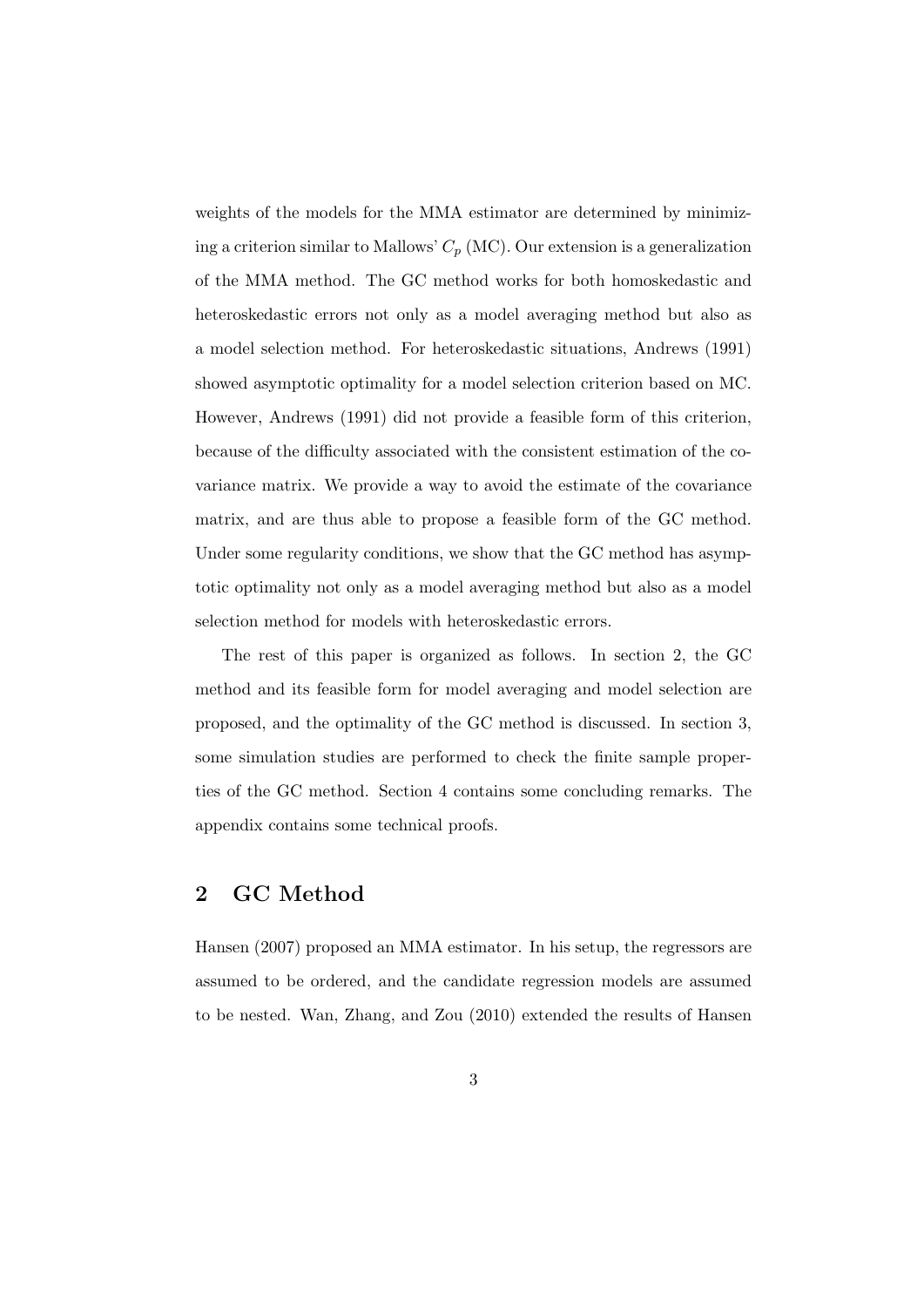weights of the models for the MMA estimator are determined by minimizing a criterion similar to Mallows' $C_p$ (MC). Our extension is a generalization of the MMA method. The GC method works for both homoskedastic and heteroskedastic errors not only as a model averaging method but also as a model selection method. For heteroskedastic situations, Andrews (1991) showed asymptotic optimality for a model selection criterion based on MC. However, Andrews (1991) did not provide a feasible form of this criterion, because of the difficulty associated with the consistent estimation of the covariance matrix. We provide a way to avoid the estimate of the covariance matrix, and are thus able to propose a feasible form of the GC method. Under some regularity conditions, we show that the GC method has asymptotic optimality not only as a model averaging method but also as a model selection method for models with heteroskedastic errors.

The rest of this paper is organized as follows. In section 2, the GC method and its feasible form for model averaging and model selection are proposed, and the optimality of the GC method is discussed. In section 3, some simulation studies are performed to check the finite sample properties of the GC method. Section 4 contains some concluding remarks. The appendix contains some technical proofs.

## 2 GC Method

Hansen (2007) proposed an MMA estimator. In his setup, the regressors are assumed to be ordered, and the candidate regression models are assumed to be nested. Wan, Zhang, and Zou (2010) extended the results of Hansen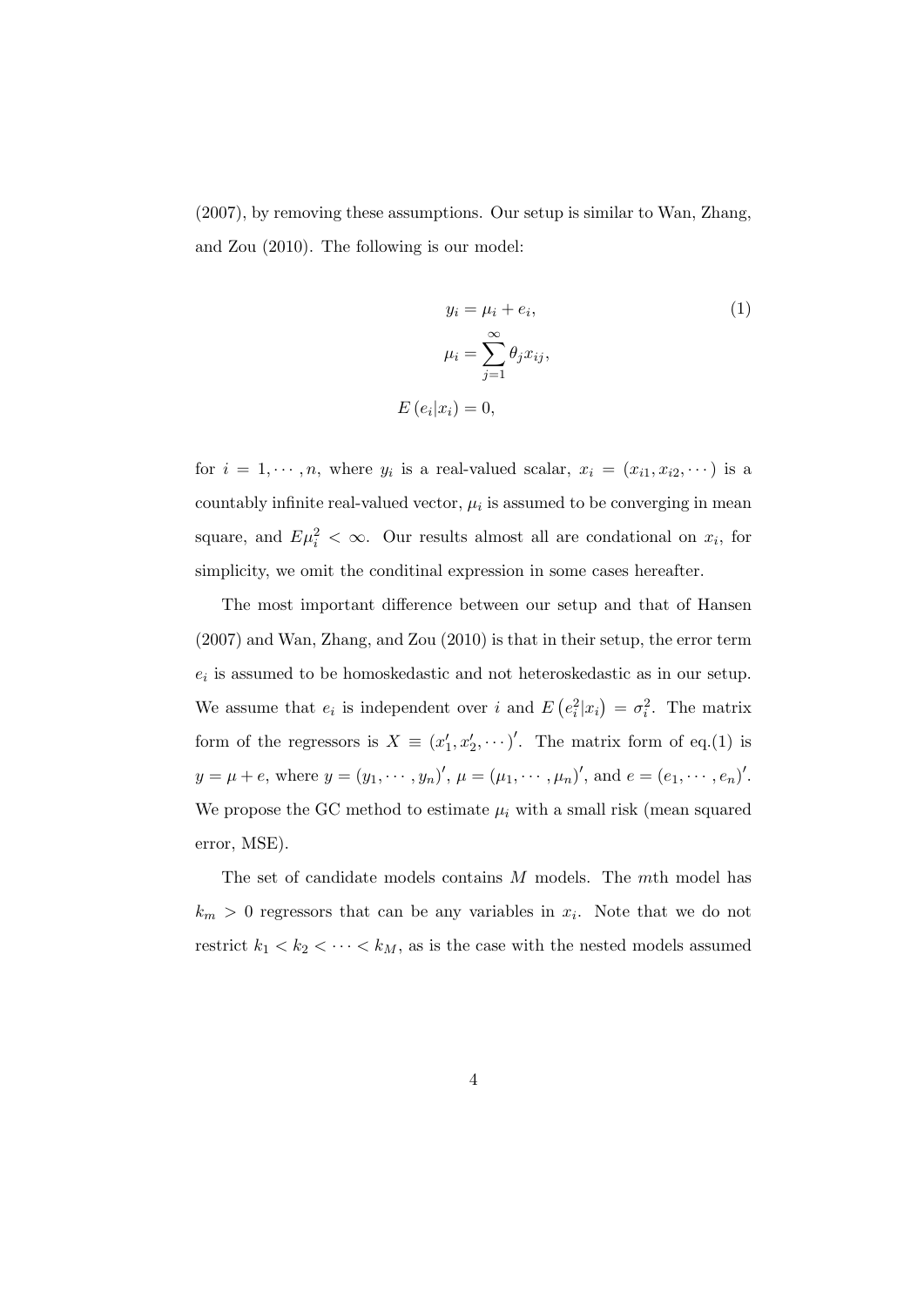(2007), by removing these assumptions. Our setup is similar to Wan, Zhang, and Zou (2010). The following is our model:

$$
\begin{aligned}
y_i &= \mu_i + e_i, \qquad (1)\\
\mu_i &= \sum_{j=1}^{\infty} \theta_j x_{ij},\\
E\left(e_i | x_i\right) &= 0,
\end{aligned}
$$

for $i = 1, \cdots, n$, where $y_i$ is a real-valued scalar, $x_i = (x_{i1}, x_{i2}, \cdots)$ is a countably infinite real-valued vector, $\mu_i$ is assumed to be converging in mean square, and $E\mu_i^2 < \infty$. Our results almost all are condational on $x_i$, for simplicity, we omit the conditinal expression in some cases hereafter.

The most important difference between our setup and that of Hansen (2007) and Wan, Zhang, and Zou (2010) is that in their setup, the error term $e_i$ is assumed to be homoskedastic and not heteroskedastic as in our setup. We assume that $e_i$ is independent over $i$ and $E\left(e_i^2 | x_i\right) = \sigma_i^2$. The matrix form of the regressors is $X \equiv (x_1', x_2', \cdots)'$. The matrix form of eq.(1) is $y = \mu + e$, where $y = (y_1, \cdots, y_n)'$, $\mu = (\mu_1, \cdots, \mu_n)'$, and $e = (e_1, \cdots, e_n)'$. We propose the GC method to estimate $\mu_i$ with a small risk (mean squared error, MSE).

The set of candidate models contains $M$ models. The $m$th model has $k_m > 0$ regressors that can be any variables in $x_i$. Note that we do not restrict $k_1 < k_2 < \cdots < k_M$, as is the case with the nested models assumed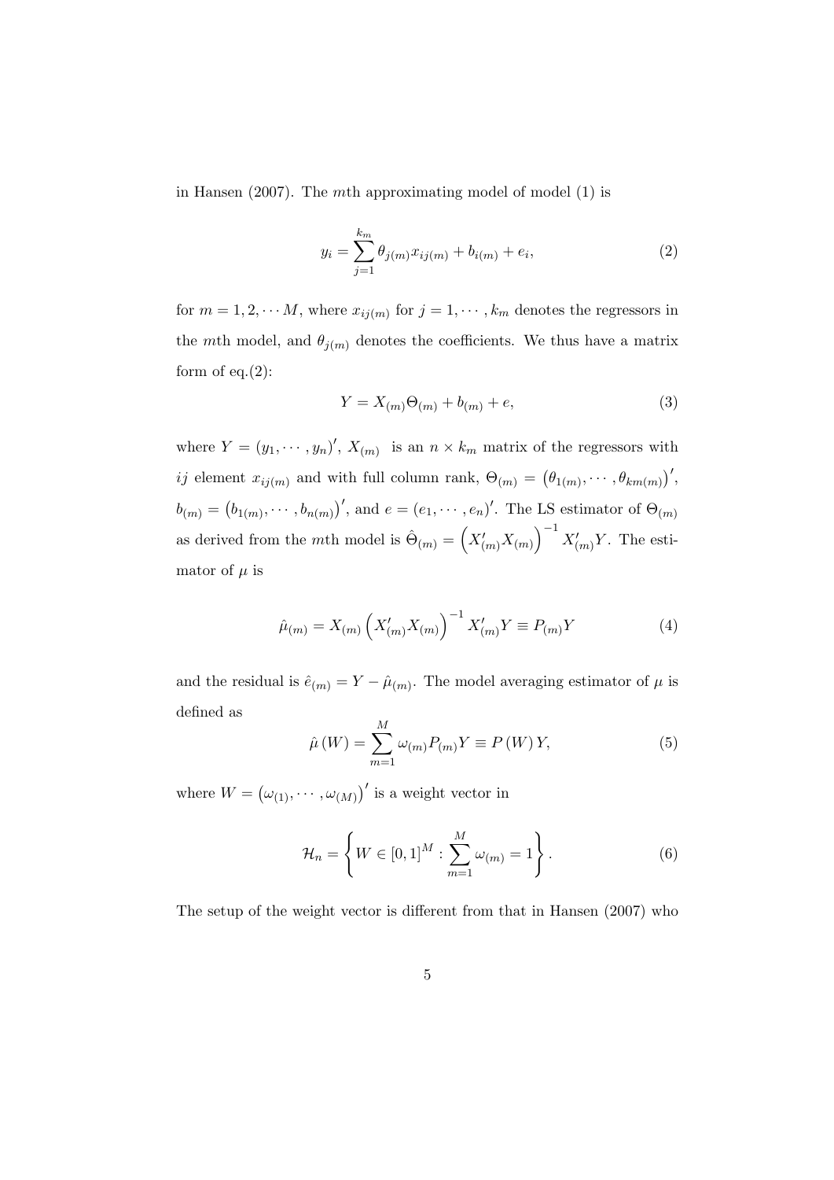in Hansen (2007). The $m$th approximating model of model (1) is

$$y_i = \sum_{j=1}^{k_m} \theta_{j(m)} x_{ij(m)} + b_{i(m)} + e_i, \tag{2}$$

for $m = 1, 2, \cdots M$, where $x_{ij(m)}$ for $j = 1, \cdots, k_m$ denotes the regressors in the $m$th model, and $\theta_{j(m)}$ denotes the coefficients. We thus have a matrix form of eq.(2):

$$Y = X_{(m)} \Theta_{(m)} + b_{(m)} + e, \tag{3}$$

where $Y = (y_1, \cdots, y_n)'$, $X_{(m)}$ is an $n \times k_m$ matrix of the regressors with $ij$ element $x_{ij(m)}$ and with full column rank, $\Theta_{(m)} = \left(\theta_{1(m)}, \cdots, \theta_{km(m)}\right)'$, $b_{(m)} = \left(b_{1(m)}, \cdots, b_{n(m)}\right)'$, and $e = (e_1, \cdots, e_n)'$. The LS estimator of $\Theta_{(m)}$ as derived from the $m$th model is $\hat{\Theta}_{(m)} = \left(X'_{(m)} X_{(m)}\right)^{-1} X'_{(m)} Y$. The estimator of $\mu$ is

$$\hat{\mu}_{(m)} = X_{(m)} \left(X'_{(m)} X_{(m)}\right)^{-1} X'_{(m)} Y \equiv P_{(m)} Y \tag{4}$$

and the residual is $\hat{e}_{(m)} = Y - \hat{\mu}_{(m)}$. The model averaging estimator of $\mu$ is defined as

$$\hat{\mu}(W) = \sum_{m=1}^{M} \omega_{(m)} P_{(m)} Y \equiv P(W) Y, \tag{5}$$

where $W = \left(\omega_{(1)}, \cdots, \omega_{(M)}\right)'$ is a weight vector in

$$\mathcal{H}_n = \left\{ W \in [0,1]^M : \sum_{m=1}^{M} \omega_{(m)} = 1 \right\}. \tag{6}$$

The setup of the weight vector is different from that in Hansen (2007) who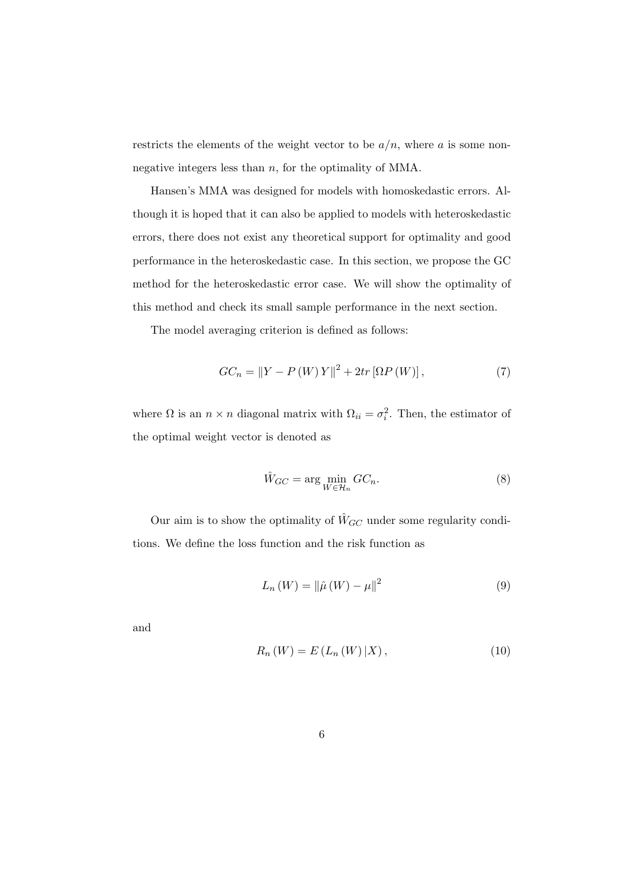restricts the elements of the weight vector to be $a/n$, where $a$ is some non-negative integers less than $n$, for the optimality of MMA.

Hansen's MMA was designed for models with homoskedastic errors. Although it is hoped that it can also be applied to models with heteroskedastic errors, there does not exist any theoretical support for optimality and good performance in the heteroskedastic case. In this section, we propose the GC method for the heteroskedastic error case. We will show the optimality of this method and check its small sample performance in the next section.

The model averaging criterion is defined as follows:

$$GC_n = \|Y - P(W)Y\|^2 + 2tr\left[\Omega P(W)\right], \tag{7}$$

where $\Omega$ is an $n \times n$ diagonal matrix with $\Omega_{ii} = \sigma_i^2$. Then, the estimator of the optimal weight vector is denoted as

$$\hat{W}_{GC} = \arg\min_{W \in \mathcal{H}_n} GC_n. \tag{8}$$

Our aim is to show the optimality of $\hat{W}_{GC}$ under some regularity conditions. We define the loss function and the risk function as

$$L_n(W) = \|\hat{\mu}(W) - \mu\|^2 \tag{9}$$

and

$$R_n(W) = E\left(L_n(W)|X\right), \tag{10}$$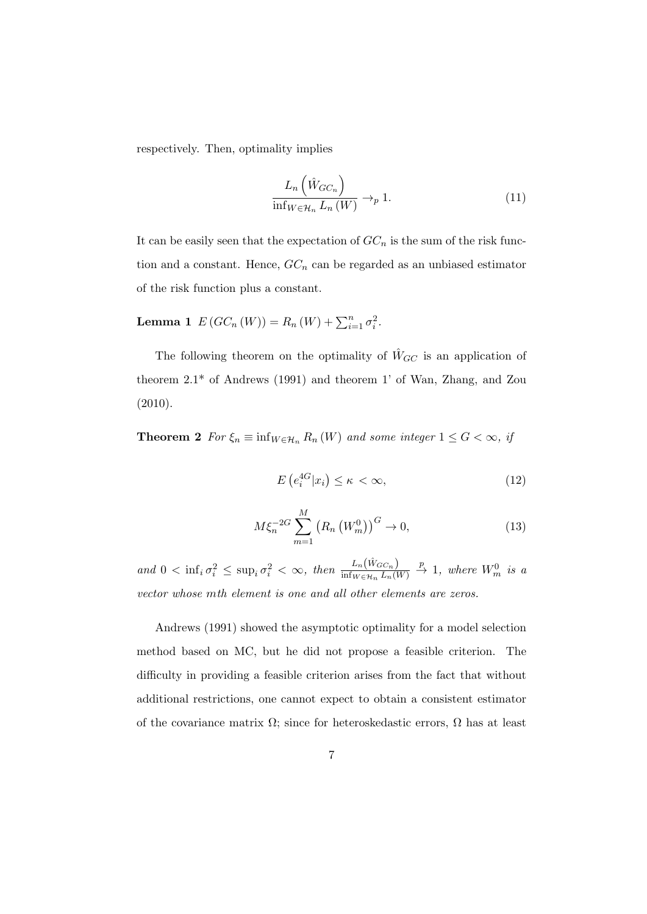respectively. Then, optimality implies

$$\frac{L_n\left(\hat{W}_{GC_n}\right)}{\inf_{W\in\mathcal{H}_n} L_n\left(W\right)} \to_p 1. \tag{11}$$

It can be easily seen that the expectation of $GC_n$ is the sum of the risk function and a constant. Hence, $GC_n$ can be regarded as an unbiased estimator of the risk function plus a constant.

**Lemma 1** $E\left(GC_n\left(W\right)\right) = R_n\left(W\right) + \sum_{i=1}^{n} \sigma_i^2$.

The following theorem on the optimality of $\hat{W}_{GC}$ is an application of theorem 2.1* of Andrews (1991) and theorem 1' of Wan, Zhang, and Zou (2010).

**Theorem 2** *For* $\xi_n \equiv \inf_{W\in\mathcal{H}_n} R_n\left(W\right)$ *and some integer* $1 \leq G < \infty$*, if*

$$E\left(e_i^{4G}|x_i\right) \leq \kappa < \infty, \tag{12}$$

$$M\xi_n^{-2G} \sum_{m=1}^{M} \left(R_n\left(W_m^0\right)\right)^G \to 0, \tag{13}$$

*and* $0 < \inf_i \sigma_i^2 \leq \sup_i \sigma_i^2 < \infty$*, then* $\frac{L_n\left(\hat{W}_{GC_n}\right)}{\inf_{W\in\mathcal{H}_n} L_n(W)} \xrightarrow{p} 1$*, where* $W_m^0$ *is a vector whose* $m$*th element is one and all other elements are zeros.*

Andrews (1991) showed the asymptotic optimality for a model selection method based on MC, but he did not propose a feasible criterion. The difficulty in providing a feasible criterion arises from the fact that without additional restrictions, one cannot expect to obtain a consistent estimator of the covariance matrix $\Omega$; since for heteroskedastic errors, $\Omega$ has at least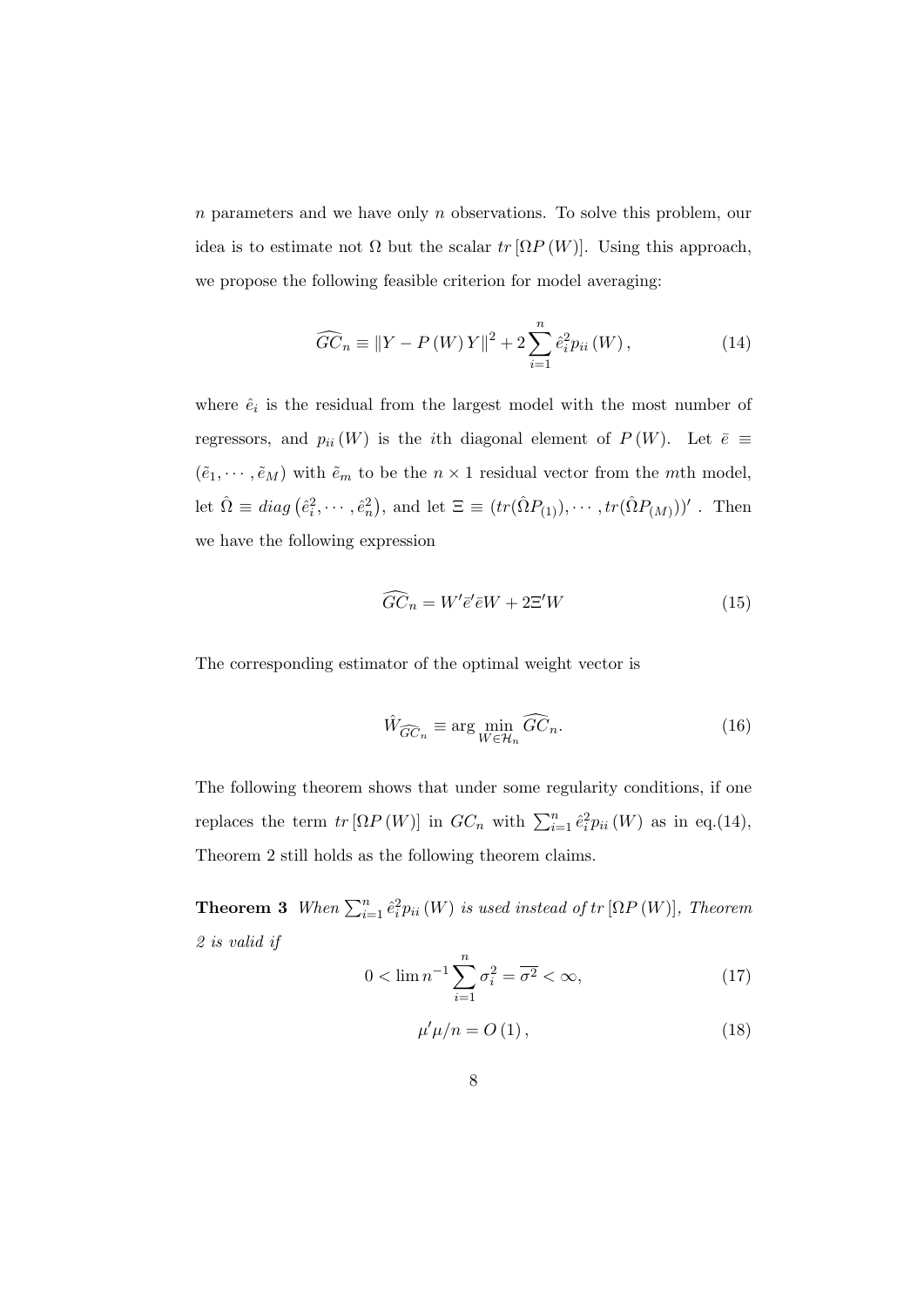$n$ parameters and we have only $n$ observations. To solve this problem, our idea is to estimate not $\Omega$ but the scalar $tr\left[\Omega P\left(W\right)\right]$. Using this approach, we propose the following feasible criterion for model averaging:

$$\widehat{GC}_n \equiv \left\|Y - P\left(W\right)Y\right\|^2 + 2\sum_{i=1}^{n} \hat{e}_i^2 p_{ii}\left(W\right), \tag{14}$$

where $\hat{e}_i$ is the residual from the largest model with the most number of regressors, and $p_{ii}\left(W\right)$ is the $i$th diagonal element of $P\left(W\right)$. Let $\bar{e} \equiv (\tilde{e}_1, \cdots, \tilde{e}_M)$ with $\tilde{e}_m$ to be the $n \times 1$ residual vector from the $m$th model, let $\hat{\Omega} \equiv diag\left(\hat{e}_i^2, \cdots, \hat{e}_n^2\right)$, and let $\Xi \equiv (tr(\hat{\Omega}P_{(1)}), \cdots, tr(\hat{\Omega}P_{(M)}))'$ . Then we have the following expression

$$\widehat{GC}_n = W'\bar{e}'\bar{e}W + 2\Xi'W \tag{15}$$

The corresponding estimator of the optimal weight vector is

$$\hat{W}_{\widehat{GC}_n} \equiv \arg\min_{W \in \mathcal{H}_n} \widehat{GC}_n. \tag{16}$$

The following theorem shows that under some regularity conditions, if one replaces the term $tr\left[\Omega P\left(W\right)\right]$ in $GC_n$ with $\sum_{i=1}^{n} \hat{e}_i^2 p_{ii}\left(W\right)$ as in eq.(14), Theorem 2 still holds as the following theorem claims.

**Theorem 3** *When $\sum_{i=1}^{n} \hat{e}_i^2 p_{ii}\left(W\right)$ is used instead of $tr\left[\Omega P\left(W\right)\right]$, Theorem 2 is valid if*

$$0 < \lim n^{-1}\sum_{i=1}^{n} \sigma_i^2 = \overline{\sigma^2} < \infty, \tag{17}$$

$$\mu'\mu/n = O\left(1\right), \tag{18}$$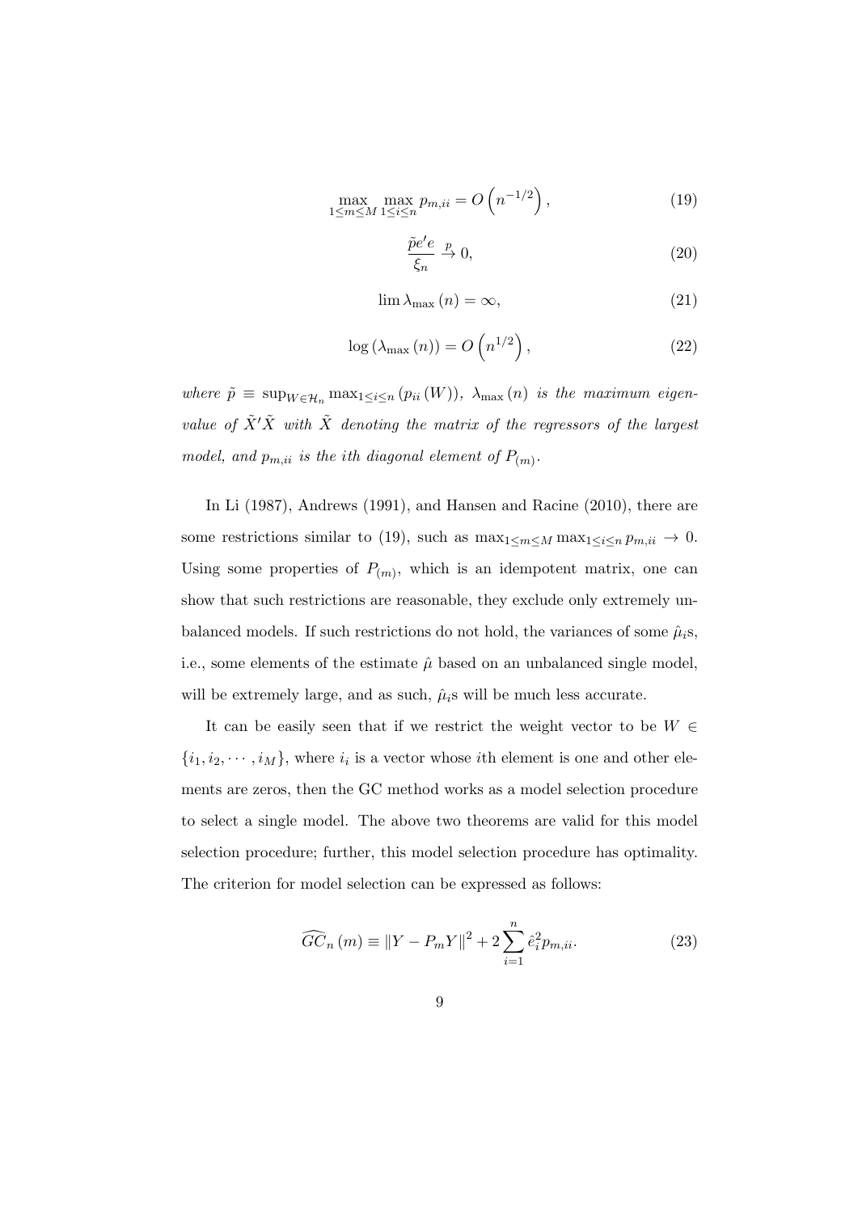$$\max_{1\leq m\leq M}\max_{1\leq i\leq n} p_{m,ii} = O\left(n^{-1/2}\right), \tag{19}$$

$$\frac{\tilde{p}e'e}{\xi_n} \xrightarrow{p} 0, \tag{20}$$

$$\lim \lambda_{\max}(n) = \infty, \tag{21}$$

$$\log\left(\lambda_{\max}(n)\right) = O\left(n^{1/2}\right), \tag{22}$$

*where* $\tilde{p} \equiv \sup_{W\in\mathcal{H}_n}\max_{1\leq i\leq n}\left(p_{ii}(W)\right)$, $\lambda_{\max}(n)$ *is the maximum eigenvalue of* $\tilde{X}'\tilde{X}$ *with* $\tilde{X}$ *denoting the matrix of the regressors of the largest model, and* $p_{m,ii}$ *is the ith diagonal element of* $P_{(m)}$.

In Li (1987), Andrews (1991), and Hansen and Racine (2010), there are some restrictions similar to (19), such as $\max_{1\leq m\leq M}\max_{1\leq i\leq n} p_{m,ii} \to 0$. Using some properties of $P_{(m)}$, which is an idempotent matrix, one can show that such restrictions are reasonable, they exclude only extremely unbalanced models. If such restrictions do not hold, the variances of some $\hat{\mu}_i$s, i.e., some elements of the estimate $\hat{\mu}$ based on an unbalanced single model, will be extremely large, and as such, $\hat{\mu}_i$s will be much less accurate.

It can be easily seen that if we restrict the weight vector to be $W \in \{i_1, i_2, \cdots, i_M\}$, where $i_i$ is a vector whose $i$th element is one and other elements are zeros, then the GC method works as a model selection procedure to select a single model. The above two theorems are valid for this model selection procedure; further, this model selection procedure has optimality. The criterion for model selection can be expressed as follows:

$$\widehat{GC}_n(m) \equiv \|Y - P_m Y\|^2 + 2\sum_{i=1}^{n}\hat{e}_i^2 p_{m,ii}. \tag{23}$$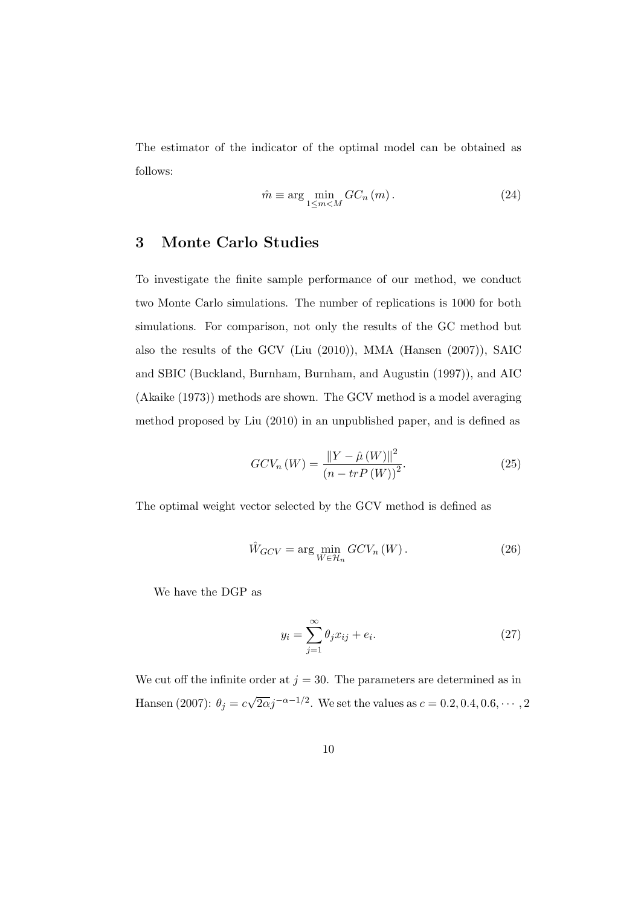The estimator of the indicator of the optimal model can be obtained as follows:

$$\hat{m} \equiv \arg \min_{1 \leq m < M} GC_n\left(m\right). \tag{24}$$

## 3 Monte Carlo Studies

To investigate the finite sample performance of our method, we conduct two Monte Carlo simulations. The number of replications is 1000 for both simulations. For comparison, not only the results of the GC method but also the results of the GCV (Liu (2010)), MMA (Hansen (2007)), SAIC and SBIC (Buckland, Burnham, Burnham, and Augustin (1997)), and AIC (Akaike (1973)) methods are shown. The GCV method is a model averaging method proposed by Liu (2010) in an unpublished paper, and is defined as

$$GCV_n\left(W\right) = \frac{\left\|Y - \hat{\mu}\left(W\right)\right\|^2}{\left(n - trP\left(W\right)\right)^2}. \tag{25}$$

The optimal weight vector selected by the GCV method is defined as

$$\hat{W}_{GCV} = \arg \min_{W \in \mathcal{H}_n} GCV_n\left(W\right). \tag{26}$$

We have the DGP as

$$y_i = \sum_{j=1}^{\infty} \theta_j x_{ij} + e_i. \tag{27}$$

We cut off the infinite order at $j = 30$. The parameters are determined as in Hansen (2007): $\theta_j = c\sqrt{2\alpha} j^{-\alpha - 1/2}$. We set the values as $c = 0.2, 0.4, 0.6, \cdots, 2$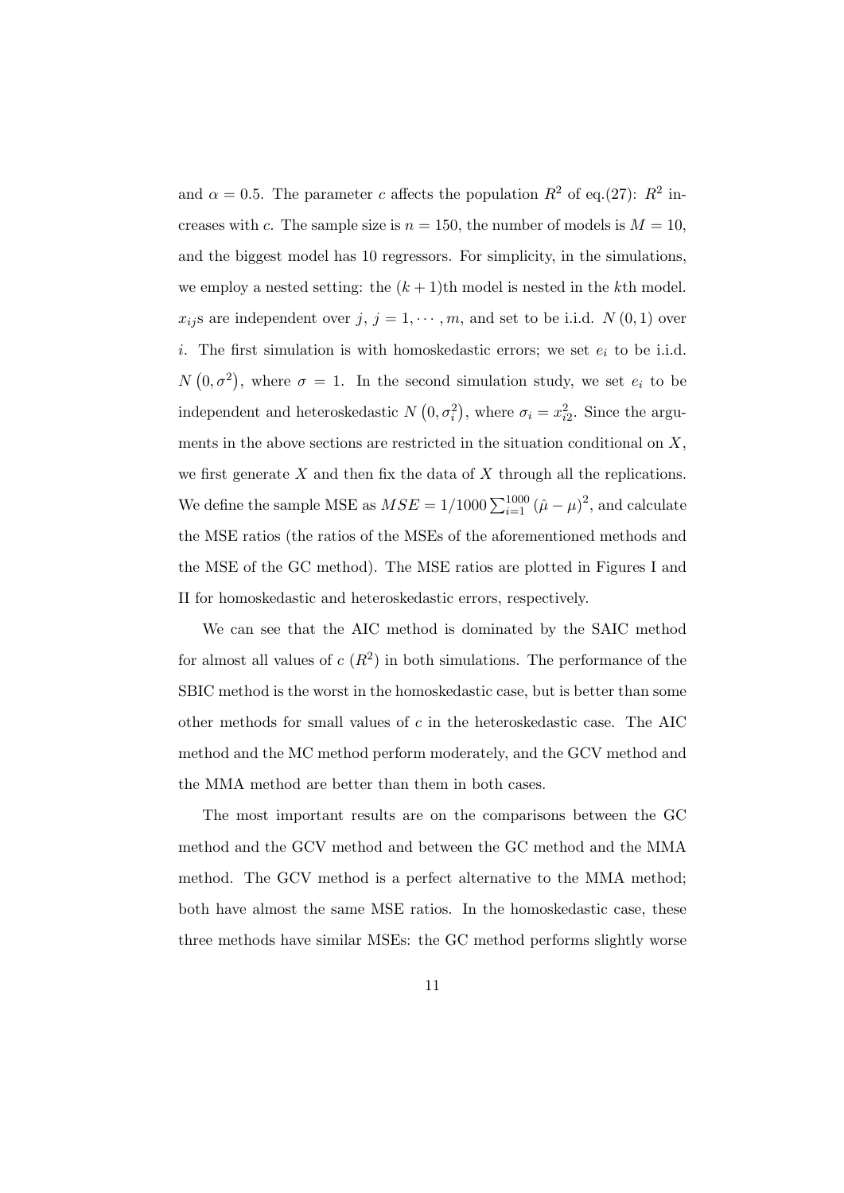and $\alpha = 0.5$. The parameter $c$ affects the population $R^2$ of eq.(27): $R^2$ increases with $c$. The sample size is $n = 150$, the number of models is $M = 10$, and the biggest model has 10 regressors. For simplicity, in the simulations, we employ a nested setting: the $(k+1)$th model is nested in the $k$th model. $x_{ij}$s are independent over $j$, $j = 1, \cdots, m$, and set to be i.i.d. $N(0,1)$ over $i$. The first simulation is with homoskedastic errors; we set $e_i$ to be i.i.d. $N(0, \sigma^2)$, where $\sigma = 1$. In the second simulation study, we set $e_i$ to be independent and heteroskedastic $N(0, \sigma_i^2)$, where $\sigma_i = x_{i2}^2$. Since the arguments in the above sections are restricted in the situation conditional on $X$, we first generate $X$ and then fix the data of $X$ through all the replications. We define the sample MSE as $MSE = 1/1000 \sum_{i=1}^{1000} (\hat{\mu} - \mu)^2$, and calculate the MSE ratios (the ratios of the MSEs of the aforementioned methods and the MSE of the GC method). The MSE ratios are plotted in Figures I and II for homoskedastic and heteroskedastic errors, respectively.

We can see that the AIC method is dominated by the SAIC method for almost all values of $c$ ($R^2$) in both simulations. The performance of the SBIC method is the worst in the homoskedastic case, but is better than some other methods for small values of $c$ in the heteroskedastic case. The AIC method and the MC method perform moderately, and the GCV method and the MMA method are better than them in both cases.

The most important results are on the comparisons between the GC method and the GCV method and between the GC method and the MMA method. The GCV method is a perfect alternative to the MMA method; both have almost the same MSE ratios. In the homoskedastic case, these three methods have similar MSEs: the GC method performs slightly worse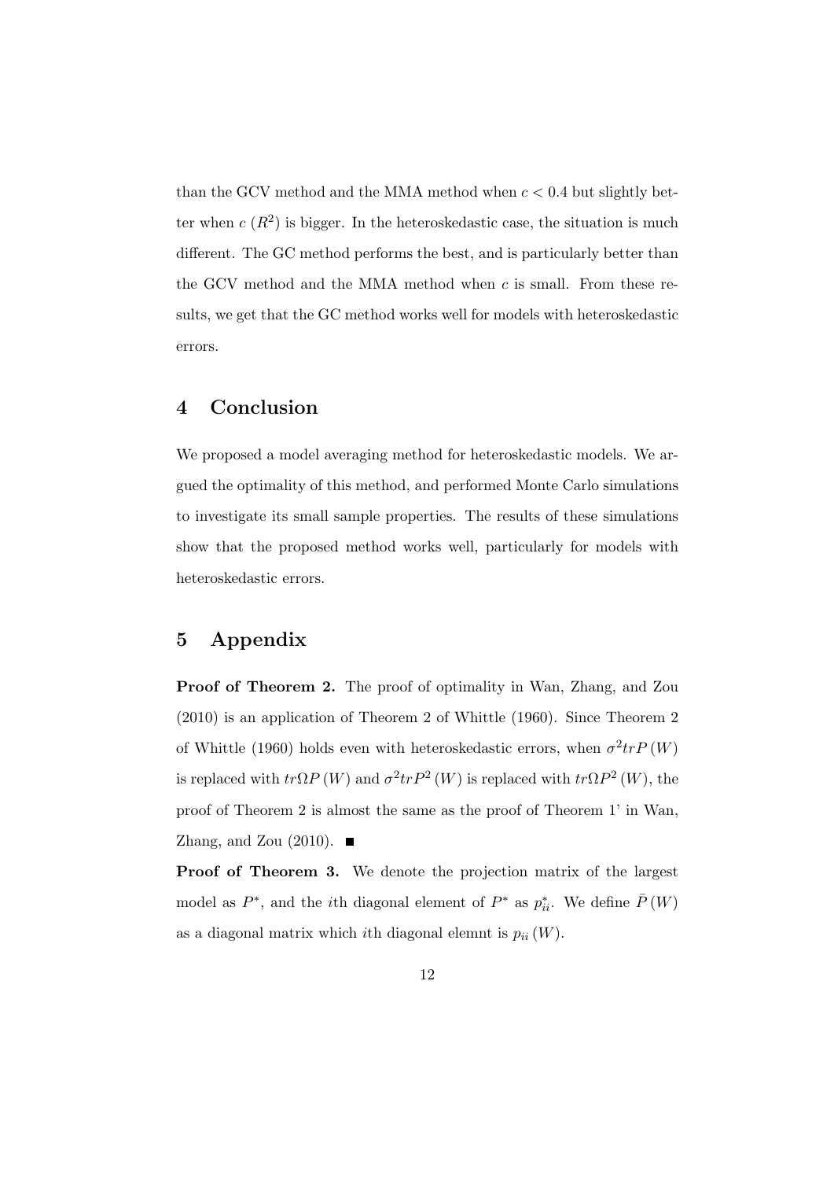than the GCV method and the MMA method when $c < 0.4$ but slightly better when $c$ $(R^2)$ is bigger. In the heteroskedastic case, the situation is much different. The GC method performs the best, and is particularly better than the GCV method and the MMA method when $c$ is small. From these results, we get that the GC method works well for models with heteroskedastic errors.

# 4 Conclusion

We proposed a model averaging method for heteroskedastic models. We argued the optimality of this method, and performed Monte Carlo simulations to investigate its small sample properties. The results of these simulations show that the proposed method works well, particularly for models with heteroskedastic errors.

# 5 Appendix

**Proof of Theorem 2.** The proof of optimality in Wan, Zhang, and Zou (2010) is an application of Theorem 2 of Whittle (1960). Since Theorem 2 of Whittle (1960) holds even with heteroskedastic errors, when $\sigma^2 trP(W)$ is replaced with $tr\Omega P(W)$ and $\sigma^2 trP^2(W)$ is replaced with $tr\Omega P^2(W)$, the proof of Theorem 2 is almost the same as the proof of Theorem 1' in Wan, Zhang, and Zou (2010). ■

**Proof of Theorem 3.** We denote the projection matrix of the largest model as $P^*$, and the $i$th diagonal element of $P^*$ as $p^*_{ii}$. We define $\bar{P}(W)$ as a diagonal matrix which $i$th diagonal elemnt is $p_{ii}(W)$.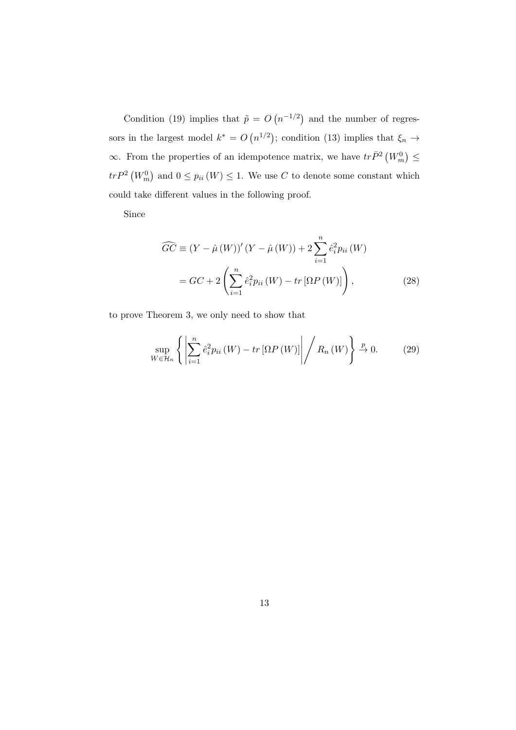Condition (19) implies that $\tilde{p} = O\left(n^{-1/2}\right)$ and the number of regressors in the largest model $k^* = O\left(n^{1/2}\right)$; condition (13) implies that $\xi_n \to \infty$. From the properties of an idempotence matrix, we have $tr\bar{P}^2\left(W_m^0\right) \leq trP^2\left(W_m^0\right)$ and $0 \leq p_{ii}\left(W\right) \leq 1$. We use $C$ to denote some constant which could take different values in the following proof.

Since

$$
\begin{aligned}
\widehat{GC} &\equiv \left(Y - \hat{\mu}\left(W\right)\right)'\left(Y - \hat{\mu}\left(W\right)\right) + 2\sum_{i=1}^{n} \hat{e}_i^2 p_{ii}\left(W\right) \\
&= GC + 2\left(\sum_{i=1}^{n} \hat{e}_i^2 p_{ii}\left(W\right) - tr\left[\Omega P\left(W\right)\right]\right),
\end{aligned} \tag{28}
$$

to prove Theorem 3, we only need to show that

$$
\sup_{W \in \mathcal{H}_n} \left\{ \left| \sum_{i=1}^{n} \hat{e}_i^2 p_{ii}\left(W\right) - tr\left[\Omega P\left(W\right)\right] \right| \Big/ R_n\left(W\right) \right\} \xrightarrow{p} 0. \tag{29}
$$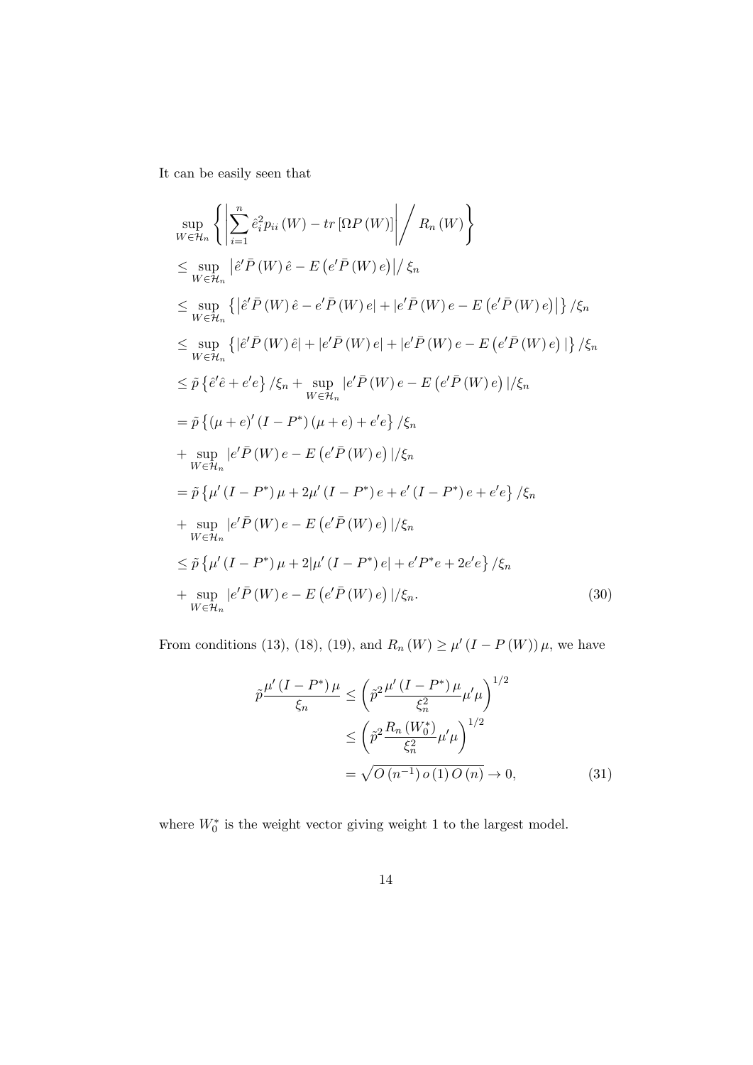It can be easily seen that

$$
\begin{aligned}
&\sup_{W\in\mathcal{H}_n}\left\{\left|\sum_{i=1}^{n}\hat{e}_i^2 p_{ii}(W)-tr\left[\Omega P(W)\right]\right|\Big/ R_n(W)\right\}\\
&\leq \sup_{W\in\mathcal{H}_n}\left|\hat{e}'\bar{P}(W)\hat{e}-E\left(e'\bar{P}(W)e\right)\right|/\,\xi_n\\
&\leq \sup_{W\in\mathcal{H}_n}\left\{\left|\hat{e}'\bar{P}(W)\hat{e}-e'\bar{P}(W)e\right|+\left|e'\bar{P}(W)e-E\left(e'\bar{P}(W)e\right)\right|\right\}/\xi_n\\
&\leq \sup_{W\in\mathcal{H}_n}\left\{|\hat{e}'\bar{P}(W)\hat{e}|+|e'\bar{P}(W)e|+|e'\bar{P}(W)e-E\left(e'\bar{P}(W)e\right)|\right\}/\xi_n\\
&\leq \tilde{p}\left\{\hat{e}'\hat{e}+e'e\right\}/\xi_n+\sup_{W\in\mathcal{H}_n}|e'\bar{P}(W)e-E\left(e'\bar{P}(W)e\right)|/\xi_n\\
&=\tilde{p}\left\{(\mu+e)'(I-P^*)(\mu+e)+e'e\right\}/\xi_n\\
&+\sup_{W\in\mathcal{H}_n}|e'\bar{P}(W)e-E\left(e'\bar{P}(W)e\right)|/\xi_n\\
&=\tilde{p}\left\{\mu'(I-P^*)\mu+2\mu'(I-P^*)e+e'(I-P^*)e+e'e\right\}/\xi_n\\
&+\sup_{W\in\mathcal{H}_n}|e'\bar{P}(W)e-E\left(e'\bar{P}(W)e\right)|/\xi_n\\
&\leq \tilde{p}\left\{\mu'(I-P^*)\mu+2|\mu'(I-P^*)e|+e'P^*e+2e'e\right\}/\xi_n\\
&+\sup_{W\in\mathcal{H}_n}|e'\bar{P}(W)e-E\left(e'\bar{P}(W)e\right)|/\xi_n. \qquad (30)
\end{aligned}
$$

From conditions (13), (18), (19), and $R_n(W)\geq\mu'(I-P(W))\mu$, we have

$$
\begin{aligned}
\tilde{p}\frac{\mu'(I-P^*)\mu}{\xi_n} &\leq \left(\tilde{p}^2\frac{\mu'(I-P^*)\mu}{\xi_n^2}\mu'\mu\right)^{1/2}\\
&\leq \left(\tilde{p}^2\frac{R_n(W_0^*)}{\xi_n^2}\mu'\mu\right)^{1/2}\\
&=\sqrt{O(n^{-1})\,o(1)\,O(n)}\to 0, \qquad (31)
\end{aligned}
$$

where $W_0^*$ is the weight vector giving weight 1 to the largest model.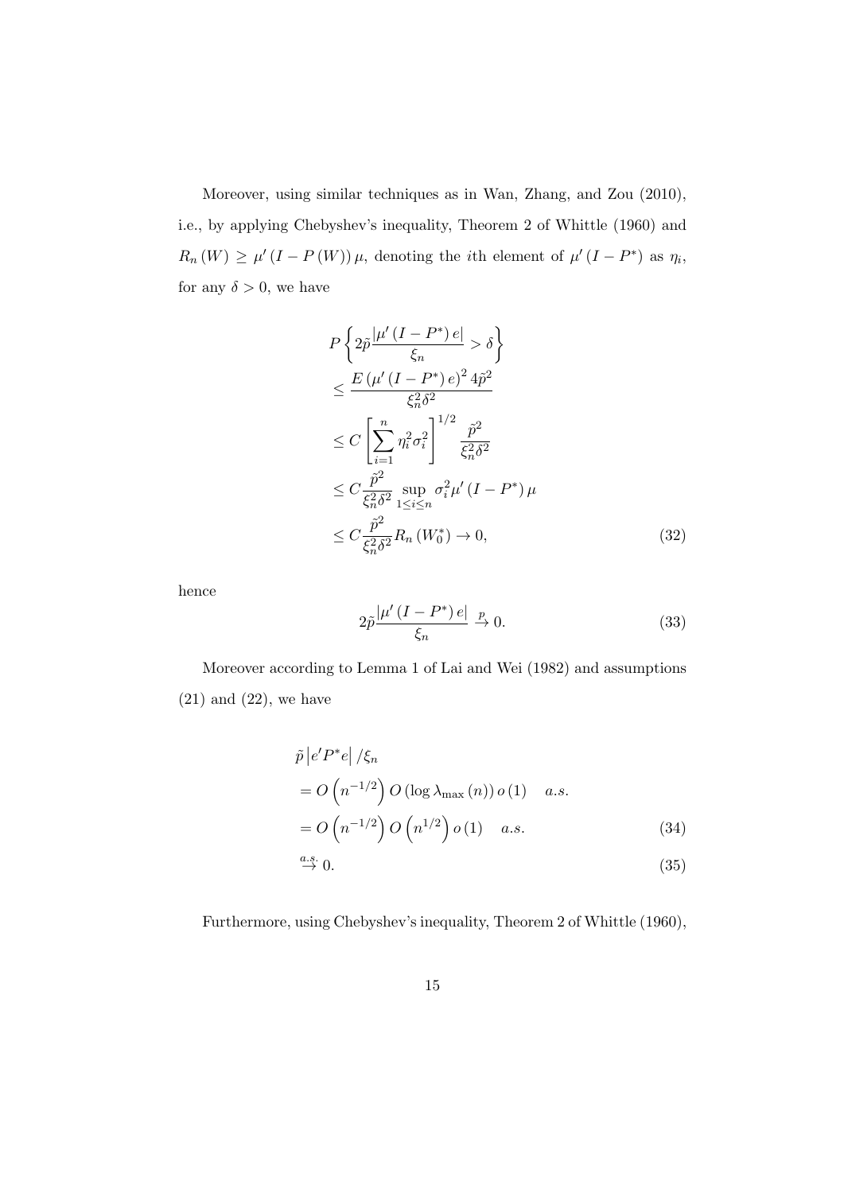Moreover, using similar techniques as in Wan, Zhang, and Zou (2010), i.e., by applying Chebyshev's inequality, Theorem 2 of Whittle (1960) and $R_n(W) \geq \mu'(I - P(W))\mu$, denoting the $i$th element of $\mu'(I - P^*)$ as $\eta_i$, for any $\delta > 0$, we have

$$
\begin{aligned}
& P\left\{2\tilde{p}\frac{|\mu'(I-P^*)e|}{\xi_n} > \delta\right\} \\
& \leq \frac{E(\mu'(I-P^*)e)^2 4\tilde{p}^2}{\xi_n^2\delta^2} \\
& \leq C\left[\sum_{i=1}^{n}\eta_i^2\sigma_i^2\right]^{1/2}\frac{\tilde{p}^2}{\xi_n^2\delta^2} \\
& \leq C\frac{\tilde{p}^2}{\xi_n^2\delta^2}\sup_{1\leq i\leq n}\sigma_i^2\mu'(I-P^*)\mu \\
& \leq C\frac{\tilde{p}^2}{\xi_n^2\delta^2}R_n(W_0^*) \to 0,
\end{aligned} \tag{32}
$$

hence

$$
2\tilde{p}\frac{|\mu'(I-P^*)e|}{\xi_n} \xrightarrow{p} 0. \tag{33}
$$

Moreover according to Lemma 1 of Lai and Wei (1982) and assumptions (21) and (22), we have

$$
\begin{aligned}
& \tilde{p}\left|e'P^*e\right|/\xi_n \\
& = O\left(n^{-1/2}\right)O\left(\log\lambda_{\max}(n)\right)o(1) \quad a.s. \\
& = O\left(n^{-1/2}\right)O\left(n^{1/2}\right)o(1) \quad a.s. 
\end{aligned} \tag{34}
$$

$$
\xrightarrow{a.s.} 0. \tag{35}
$$

Furthermore, using Chebyshev's inequality, Theorem 2 of Whittle (1960),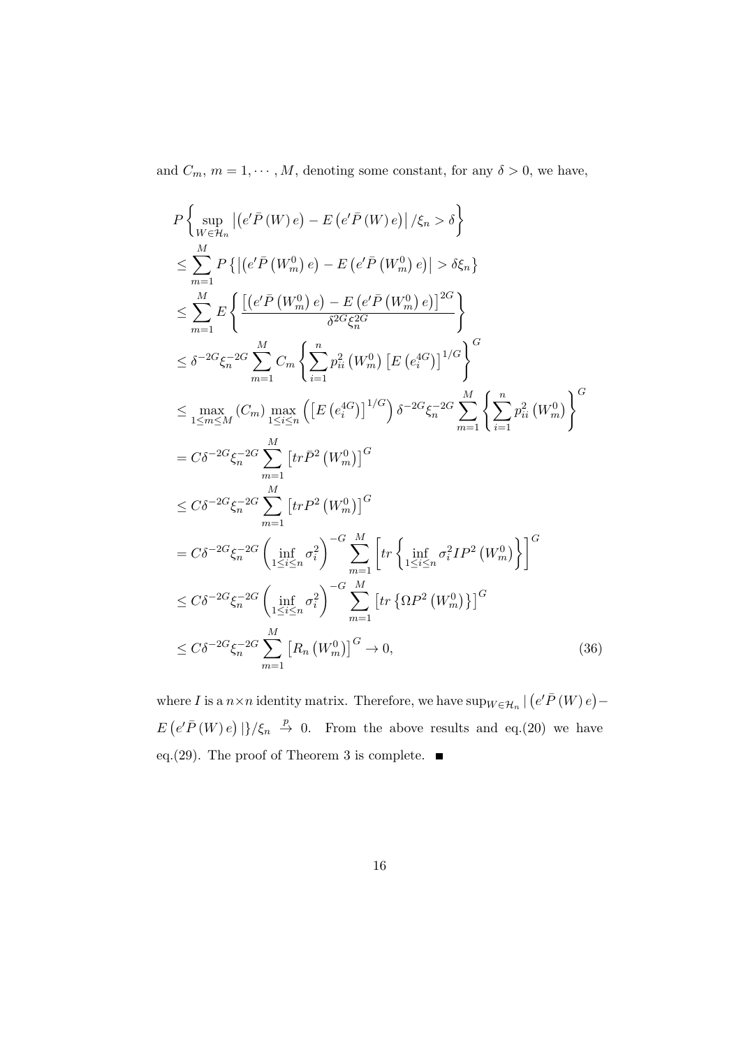and $C_m$, $m = 1, \cdots, M$, denoting some constant, for any $\delta > 0$, we have,

$$
\begin{aligned}
& P\left\{\sup_{W\in\mathcal{H}_n}\left|\left(e'\bar{P}\left(W\right)e\right)-E\left(e'\bar{P}\left(W\right)e\right)\right|/\xi_n>\delta\right\} \\
& \leq \sum_{m=1}^{M} P\left\{\left|\left(e'\bar{P}\left(W_m^0\right)e\right)-E\left(e'\bar{P}\left(W_m^0\right)e\right)\right|>\delta\xi_n\right\} \\
& \leq \sum_{m=1}^{M} E\left\{\frac{\left[\left(e'\bar{P}\left(W_m^0\right)e\right)-E\left(e'\bar{P}\left(W_m^0\right)e\right)\right]^{2G}}{\delta^{2G}\xi_n^{2G}}\right\} \\
& \leq \delta^{-2G}\xi_n^{-2G}\sum_{m=1}^{M} C_m\left\{\sum_{i=1}^{n} p_{ii}^2\left(W_m^0\right)\left[E\left(e_i^{4G}\right)\right]^{1/G}\right\}^G \\
& \leq \max_{1\leq m\leq M}\left(C_m\right)\max_{1\leq i\leq n}\left(\left[E\left(e_i^{4G}\right)\right]^{1/G}\right)\delta^{-2G}\xi_n^{-2G}\sum_{m=1}^{M}\left\{\sum_{i=1}^{n} p_{ii}^2\left(W_m^0\right)\right\}^G \\
& = C\delta^{-2G}\xi_n^{-2G}\sum_{m=1}^{M}\left[tr\bar{P}^2\left(W_m^0\right)\right]^G \\
& \leq C\delta^{-2G}\xi_n^{-2G}\sum_{m=1}^{M}\left[trP^2\left(W_m^0\right)\right]^G \\
& = C\delta^{-2G}\xi_n^{-2G}\left(\inf_{1\leq i\leq n}\sigma_i^2\right)^{-G}\sum_{m=1}^{M}\left[tr\left\{\inf_{1\leq i\leq n}\sigma_i^2 IP^2\left(W_m^0\right)\right\}\right]^G \\
& \leq C\delta^{-2G}\xi_n^{-2G}\left(\inf_{1\leq i\leq n}\sigma_i^2\right)^{-G}\sum_{m=1}^{M}\left[tr\left\{\Omega P^2\left(W_m^0\right)\right\}\right]^G \\
& \leq C\delta^{-2G}\xi_n^{-2G}\sum_{m=1}^{M}\left[R_n\left(W_m^0\right)\right]^G \to 0, \qquad (36)
\end{aligned}
$$

where $I$ is a $n\times n$ identity matrix. Therefore, we have $\sup_{W\in\mathcal{H}_n}|\left(e'\bar{P}\left(W\right)e\right)-E\left(e'\bar{P}\left(W\right)e\right)|\}/\xi_n \xrightarrow{p} 0$. From the above results and eq.(20) we have eq.(29). The proof of Theorem 3 is complete. ■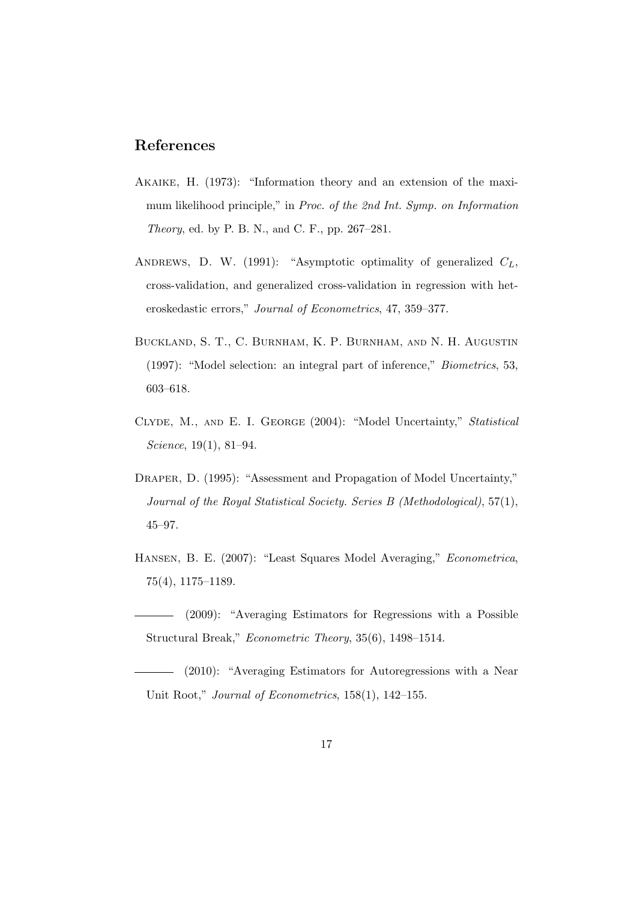## References

Akaike, H. (1973): "Information theory and an extension of the maximum likelihood principle," in *Proc. of the 2nd Int. Symp. on Information Theory*, ed. by P. B. N., and C. F., pp. 267–281.

Andrews, D. W. (1991): "Asymptotic optimality of generalized $C_L$, cross-validation, and generalized cross-validation in regression with heteroskedastic errors," *Journal of Econometrics*, 47, 359–377.

Buckland, S. T., C. Burnham, K. P. Burnham, and N. H. Augustin (1997): "Model selection: an integral part of inference," *Biometrics*, 53, 603–618.

Clyde, M., and E. I. George (2004): "Model Uncertainty," *Statistical Science*, 19(1), 81–94.

Draper, D. (1995): "Assessment and Propagation of Model Uncertainty," *Journal of the Royal Statistical Society. Series B (Methodological)*, 57(1), 45–97.

Hansen, B. E. (2007): "Least Squares Model Averaging," *Econometrica*, 75(4), 1175–1189.

——— (2009): "Averaging Estimators for Regressions with a Possible Structural Break," *Econometric Theory*, 35(6), 1498–1514.

——— (2010): "Averaging Estimators for Autoregressions with a Near Unit Root," *Journal of Econometrics*, 158(1), 142–155.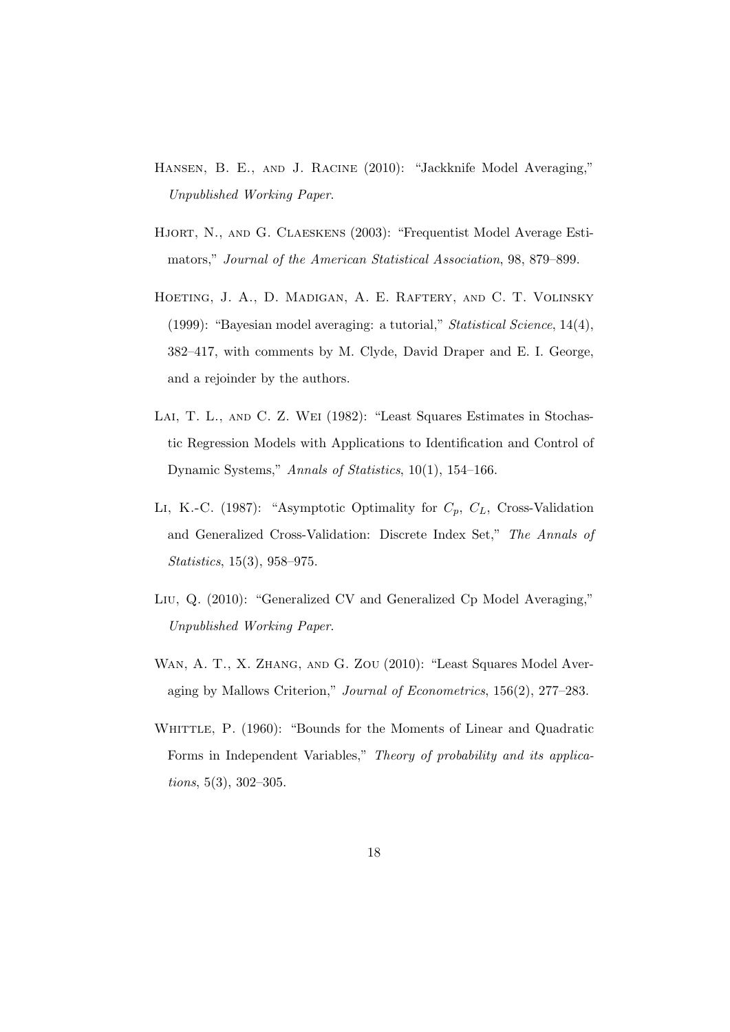Hansen, B. E., and J. Racine (2010): "Jackknife Model Averaging," *Unpublished Working Paper*.

Hjort, N., and G. Claeskens (2003): "Frequentist Model Average Estimators," *Journal of the American Statistical Association*, 98, 879–899.

Hoeting, J. A., D. Madigan, A. E. Raftery, and C. T. Volinsky (1999): "Bayesian model averaging: a tutorial," *Statistical Science*, 14(4), 382–417, with comments by M. Clyde, David Draper and E. I. George, and a rejoinder by the authors.

Lai, T. L., and C. Z. Wei (1982): "Least Squares Estimates in Stochastic Regression Models with Applications to Identification and Control of Dynamic Systems," *Annals of Statistics*, 10(1), 154–166.

Li, K.-C. (1987): "Asymptotic Optimality for $C_p$, $C_L$, Cross-Validation and Generalized Cross-Validation: Discrete Index Set," *The Annals of Statistics*, 15(3), 958–975.

Liu, Q. (2010): "Generalized CV and Generalized Cp Model Averaging," *Unpublished Working Paper*.

Wan, A. T., X. Zhang, and G. Zou (2010): "Least Squares Model Averaging by Mallows Criterion," *Journal of Econometrics*, 156(2), 277–283.

Whittle, P. (1960): "Bounds for the Moments of Linear and Quadratic Forms in Independent Variables," *Theory of probability and its applications*, 5(3), 302–305.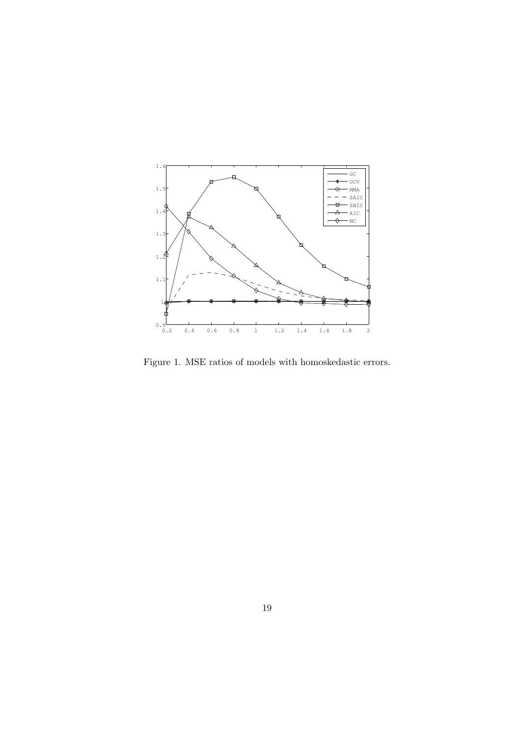Figure 1. MSE ratios of models with homoskedastic errors.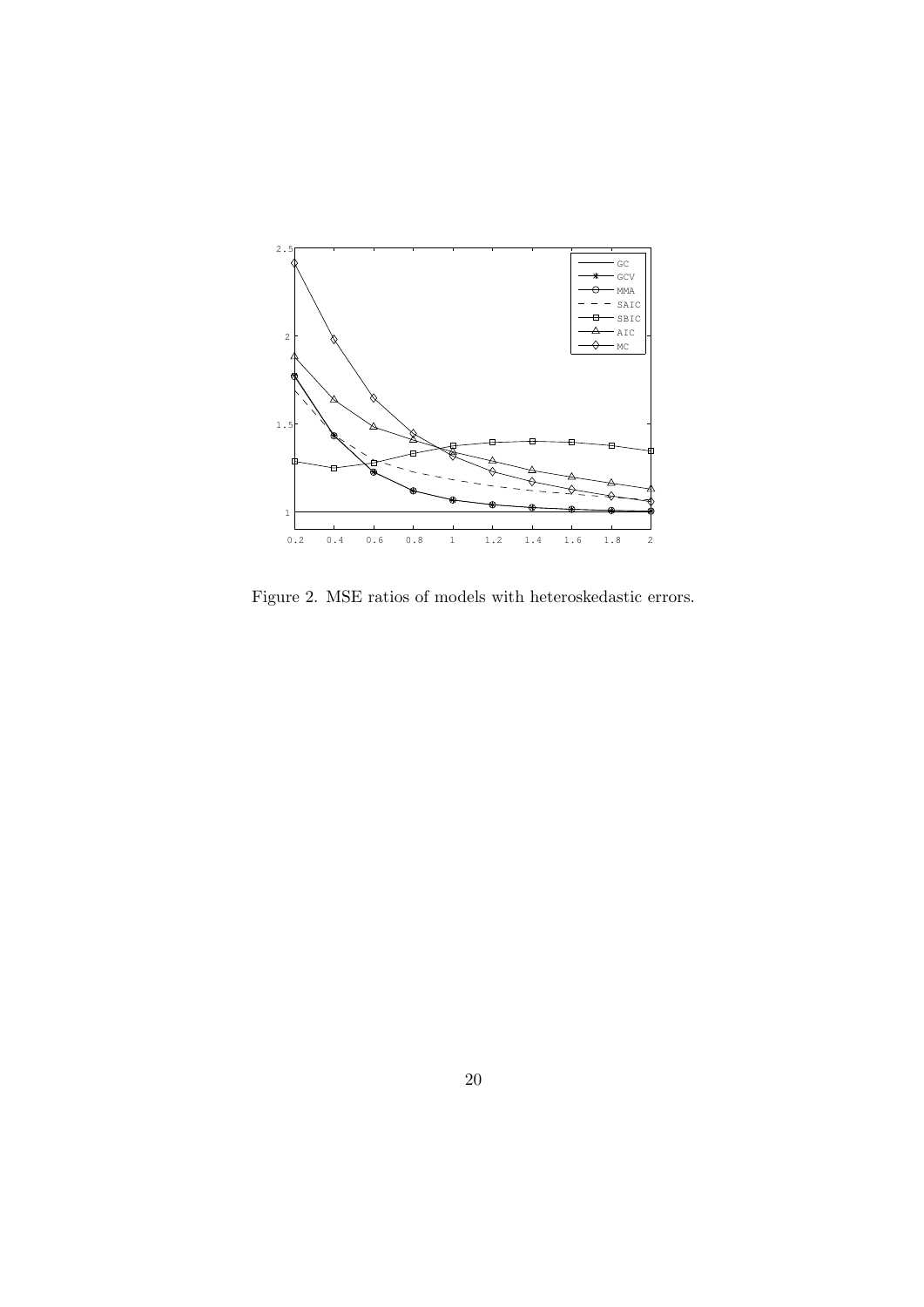2.5

2

1.5

1

0.2 0.4 0.6 0.8 1 1.2 1.4 1.6 1.8 2

GC
GCV
MMA
SAIC
SBIC
AIC
MC

Figure 2. MSE ratios of models with heteroskedastic errors.